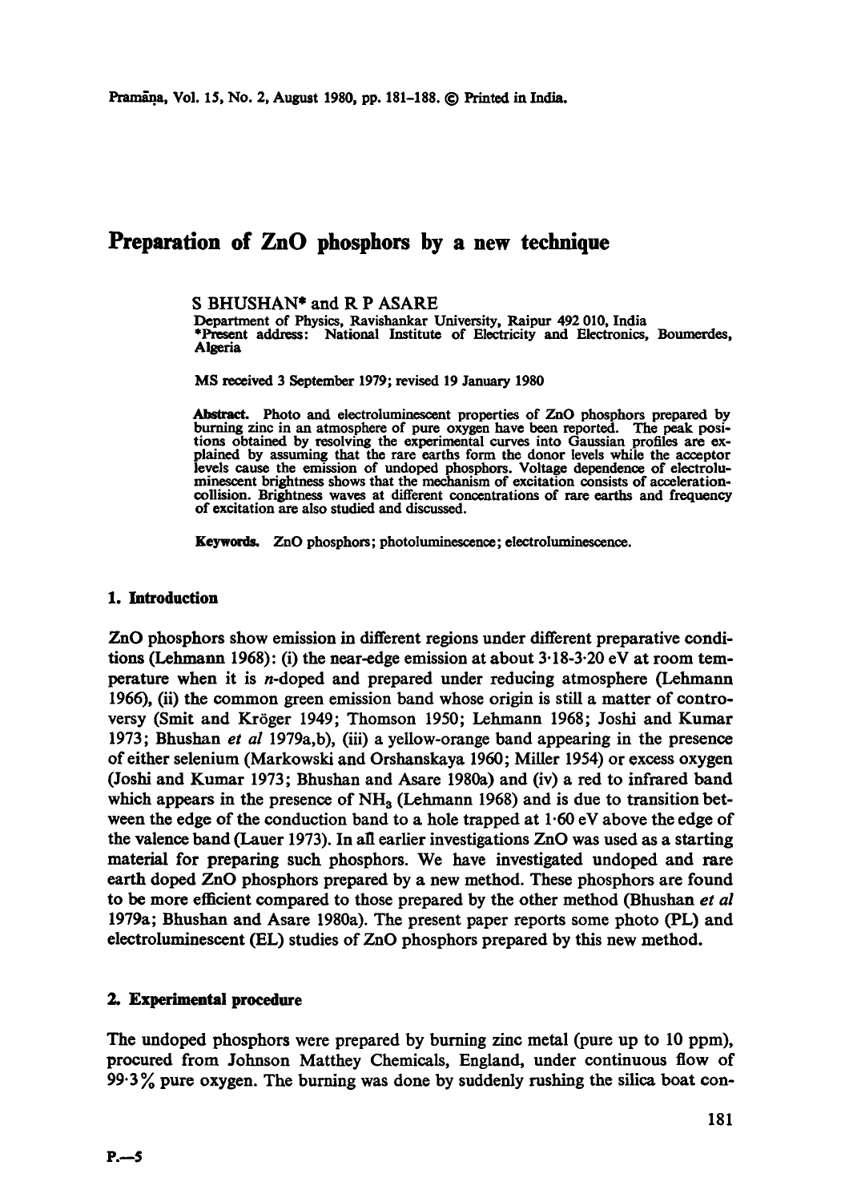# Preparation of ZnO phosphors by a new technique

S BHUSHAN* and R P ASARE

Department of Physics, Ravishankar University, Raipur 492 010, India
*Present address: National Institute of Electricity and Electronics, Boumerdes, Algeria

MS received 3 September 1979; revised 19 January 1980

**Abstract.** Photo and electroluminescent properties of ZnO phosphors prepared by burning zinc in an atmosphere of pure oxygen have been reported. The peak positions obtained by resolving the experimental curves into Gaussian profiles are explained by assuming that the rare earths form the donor levels while the acceptor levels cause the emission of undoped phosphors. Voltage dependence of electroluminescent brightness shows that the mechanism of excitation consists of acceleration-collision. Brightness waves at different concentrations of rare earths and frequency of excitation are also studied and discussed.

**Keywords.** ZnO phosphors; photoluminescence; electroluminescence.

## 1. Introduction

ZnO phosphors show emission in different regions under different preparative conditions (Lehmann 1968): (i) the near-edge emission at about 3·18-3·20 eV at room temperature when it is *n*-doped and prepared under reducing atmosphere (Lehmann 1966), (ii) the common green emission band whose origin is still a matter of controversy (Smit and Kröger 1949; Thomson 1950; Lehmann 1968; Joshi and Kumar 1973; Bhushan *et al* 1979a,b), (iii) a yellow-orange band appearing in the presence of either selenium (Markowski and Orshanskaya 1960; Miller 1954) or excess oxygen (Joshi and Kumar 1973; Bhushan and Asare 1980a) and (iv) a red to infrared band which appears in the presence of $NH_3$ (Lehmann 1968) and is due to transition between the edge of the conduction band to a hole trapped at 1·60 eV above the edge of the valence band (Lauer 1973). In all earlier investigations ZnO was used as a starting material for preparing such phosphors. We have investigated undoped and rare earth doped ZnO phosphors prepared by a new method. These phosphors are found to be more efficient compared to those prepared by the other method (Bhushan *et al* 1979a; Bhushan and Asare 1980a). The present paper reports some photo (PL) and electroluminescent (EL) studies of ZnO phosphors prepared by this new method.

## 2. Experimental procedure

The undoped phosphors were prepared by burning zinc metal (pure up to 10 ppm), procured from Johnson Matthey Chemicals, England, under continuous flow of 99·3% pure oxygen. The burning was done by suddenly rushing the silica boat con-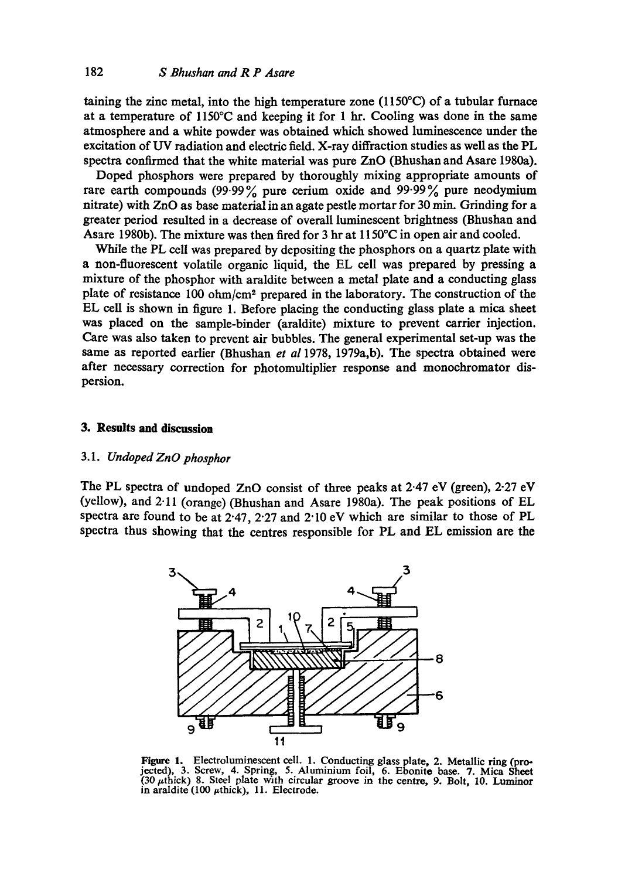taining the zinc metal, into the high temperature zone (1150°C) of a tubular furnace at a temperature of 1150°C and keeping it for 1 hr. Cooling was done in the same atmosphere and a white powder was obtained which showed luminescence under the excitation of UV radiation and electric field. X-ray diffraction studies as well as the PL spectra confirmed that the white material was pure ZnO (Bhushan and Asare 1980a).

Doped phosphors were prepared by thoroughly mixing appropriate amounts of rare earth compounds (99·99% pure cerium oxide and 99·99% pure neodymium nitrate) with ZnO as base material in an agate pestle mortar for 30 min. Grinding for a greater period resulted in a decrease of overall luminescent brightness (Bhushan and Asare 1980b). The mixture was then fired for 3 hr at 1150°C in open air and cooled.

While the PL cell was prepared by depositing the phosphors on a quartz plate with a non-fluorescent volatile organic liquid, the EL cell was prepared by pressing a mixture of the phosphor with araldite between a metal plate and a conducting glass plate of resistance 100 ohm/cm$^2$ prepared in the laboratory. The construction of the EL cell is shown in figure 1. Before placing the conducting glass plate a mica sheet was placed on the sample-binder (araldite) mixture to prevent carrier injection. Care was also taken to prevent air bubbles. The general experimental set-up was the same as reported earlier (Bhushan *et al* 1978, 1979a,b). The spectra obtained were after necessary correction for photomultiplier response and monochromator dispersion.

## 3. Results and discussion

### 3.1. *Undoped ZnO phosphor*

The PL spectra of undoped ZnO consist of three peaks at 2·47 eV (green), 2·27 eV (yellow), and 2·11 (orange) (Bhushan and Asare 1980a). The peak positions of EL spectra are found to be at 2·47, 2·27 and 2·10 eV which are similar to those of PL spectra thus showing that the centres responsible for PL and EL emission are the

**Figure 1.** Electroluminescent cell. 1. Conducting glass plate, 2. Metallic ring (projected), 3. Screw, 4. Spring, 5. Aluminium foil, 6. Ebonite base. 7. Mica Sheet (30 $\mu$thick) 8. Steel plate with circular groove in the centre, 9. Bolt, 10. Luminor in araldite (100 $\mu$thick), 11. Electrode.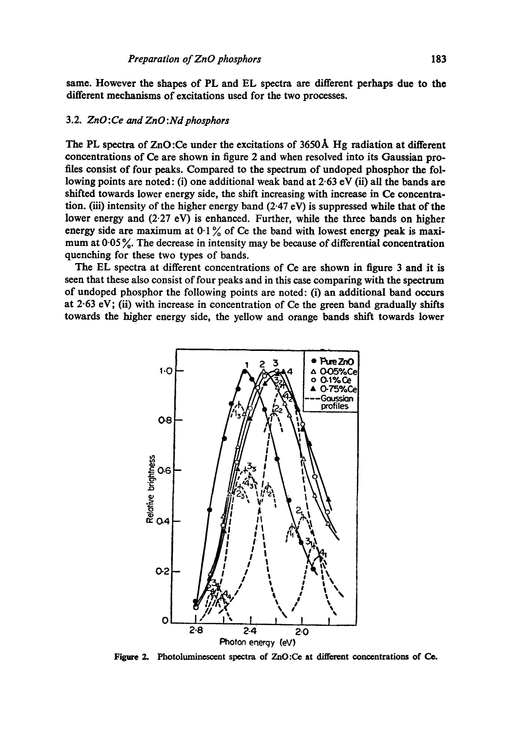same. However the shapes of PL and EL spectra are different perhaps due to the different mechanisms of excitations used for the two processes.

### 3.2. *ZnO:Ce and ZnO:Nd phosphors*

The PL spectra of ZnO:Ce under the excitations of 3650 Å Hg radiation at different concentrations of Ce are shown in figure 2 and when resolved into its Gaussian profiles consist of four peaks. Compared to the spectrum of undoped phosphor the following points are noted: (i) one additional weak band at 2·63 eV (ii) all the bands are shifted towards lower energy side, the shift increasing with increase in Ce concentration. (iii) intensity of the higher energy band (2·47 eV) is suppressed while that of the lower energy and (2·27 eV) is enhanced. Further, while the three bands on higher energy side are maximum at 0·1 % of Ce the band with lowest energy peak is maximum at 0·05 %. The decrease in intensity may be because of differential concentration quenching for these two types of bands.

The EL spectra at different concentrations of Ce are shown in figure 3 and it is seen that these also consist of four peaks and in this case comparing with the spectrum of undoped phosphor the following points are noted: (i) an additional band occurs at 2·63 eV; (ii) with increase in concentration of Ce the green band gradually shifts towards the higher energy side, the yellow and orange bands shift towards lower

**Figure 2.** Photoluminescent spectra of ZnO:Ce at different concentrations of Ce.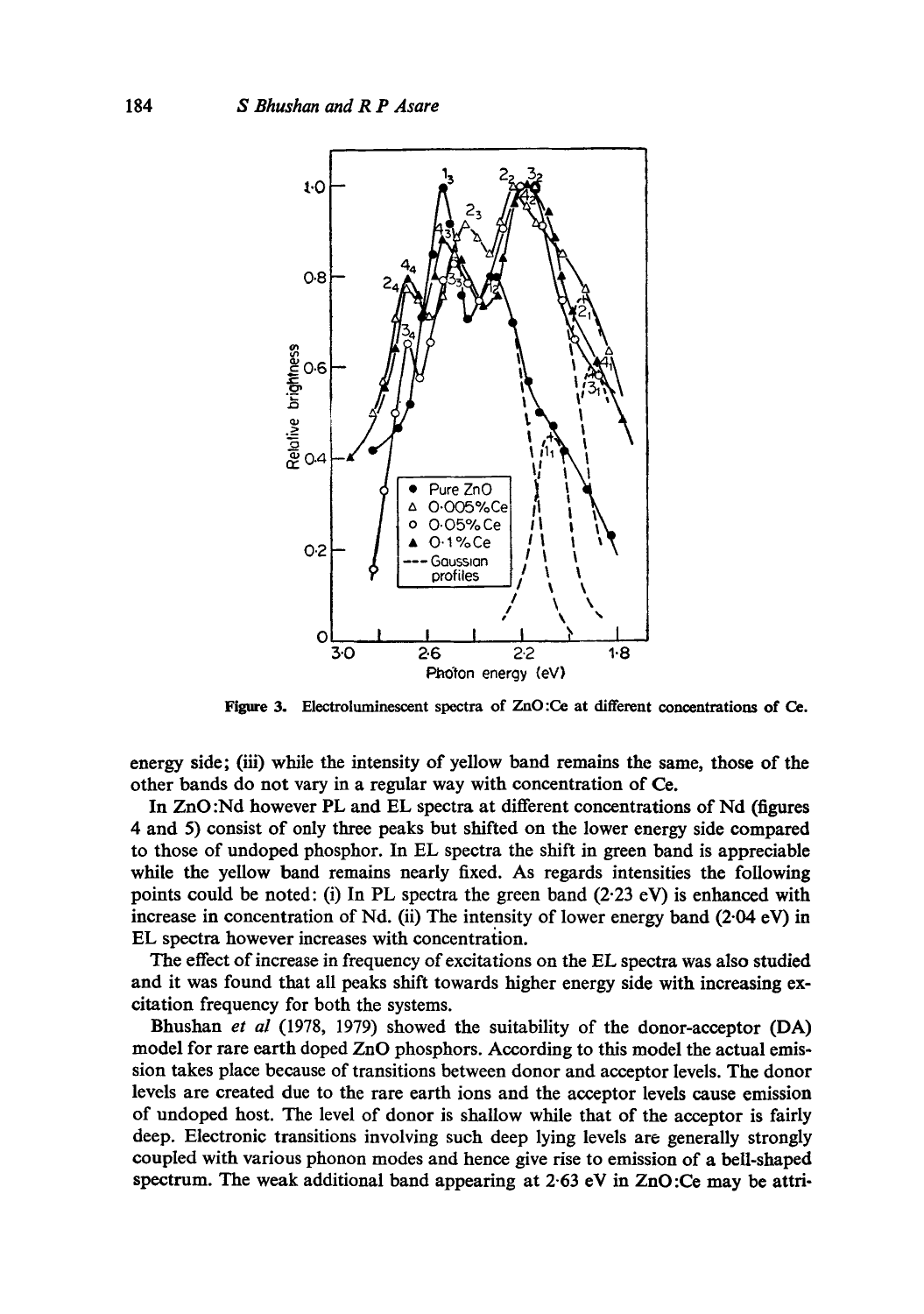Figure 3. Electroluminescent spectra of ZnO:Ce at different concentrations of Ce.

energy side; (iii) while the intensity of yellow band remains the same, those of the other bands do not vary in a regular way with concentration of Ce.

In ZnO:Nd however PL and EL spectra at different concentrations of Nd (figures 4 and 5) consist of only three peaks but shifted on the lower energy side compared to those of undoped phosphor. In EL spectra the shift in green band is appreciable while the yellow band remains nearly fixed. As regards intensities the following points could be noted: (i) In PL spectra the green band (2·23 eV) is enhanced with increase in concentration of Nd. (ii) The intensity of lower energy band (2·04 eV) in EL spectra however increases with concentration.

The effect of increase in frequency of excitations on the EL spectra was also studied and it was found that all peaks shift towards higher energy side with increasing excitation frequency for both the systems.

Bhushan *et al* (1978, 1979) showed the suitability of the donor-acceptor (DA) model for rare earth doped ZnO phosphors. According to this model the actual emission takes place because of transitions between donor and acceptor levels. The donor levels are created due to the rare earth ions and the acceptor levels cause emission of undoped host. The level of donor is shallow while that of the acceptor is fairly deep. Electronic transitions involving such deep lying levels are generally strongly coupled with various phonon modes and hence give rise to emission of a bell-shaped spectrum. The weak additional band appearing at 2·63 eV in ZnO:Ce may be attri-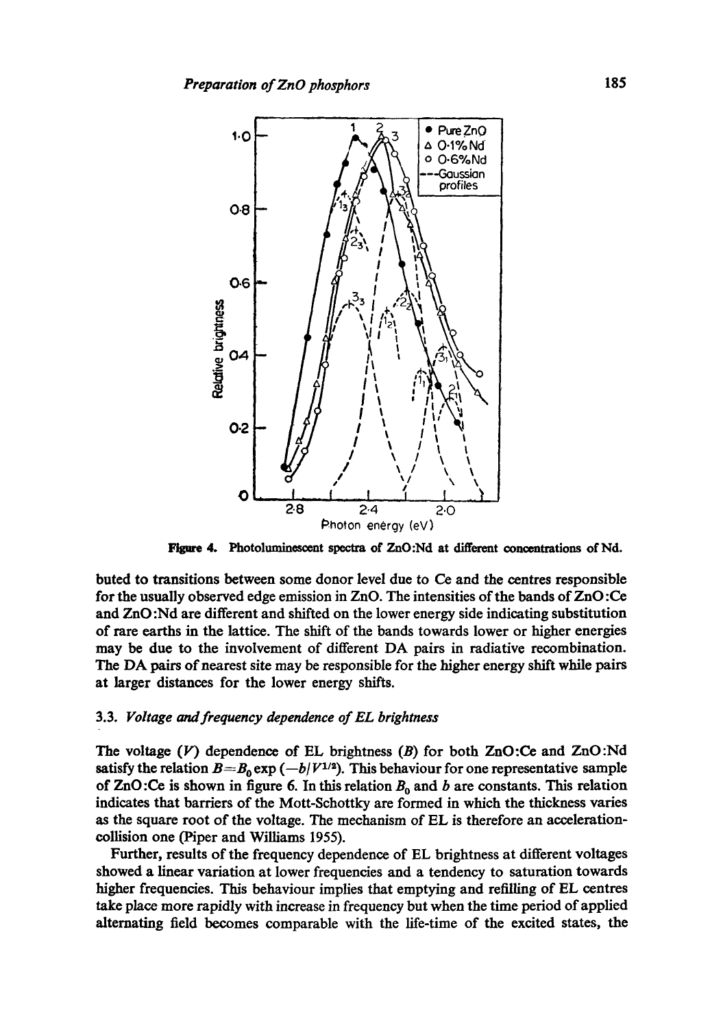Figure 4. Photoluminescent spectra of ZnO:Nd at different concentrations of Nd.

buted to transitions between some donor level due to Ce and the centres responsible for the usually observed edge emission in ZnO. The intensities of the bands of ZnO:Ce and ZnO:Nd are different and shifted on the lower energy side indicating substitution of rare earths in the lattice. The shift of the bands towards lower or higher energies may be due to the involvement of different DA pairs in radiative recombination. The DA pairs of nearest site may be responsible for the higher energy shift while pairs at larger distances for the lower energy shifts.

### 3.3. *Voltage and frequency dependence of EL brightness*

The voltage ($V$) dependence of EL brightness ($B$) for both ZnO:Ce and ZnO:Nd satisfy the relation $B = B_0 \exp(-b/V^{1/2})$. This behaviour for one representative sample of ZnO:Ce is shown in figure 6. In this relation $B_0$ and $b$ are constants. This relation indicates that barriers of the Mott-Schottky are formed in which the thickness varies as the square root of the voltage. The mechanism of EL is therefore an acceleration-collision one (Piper and Williams 1955).

Further, results of the frequency dependence of EL brightness at different voltages showed a linear variation at lower frequencies and a tendency to saturation towards higher frequencies. This behaviour implies that emptying and refilling of EL centres take place more rapidly with increase in frequency but when the time period of applied alternating field becomes comparable with the life-time of the excited states, the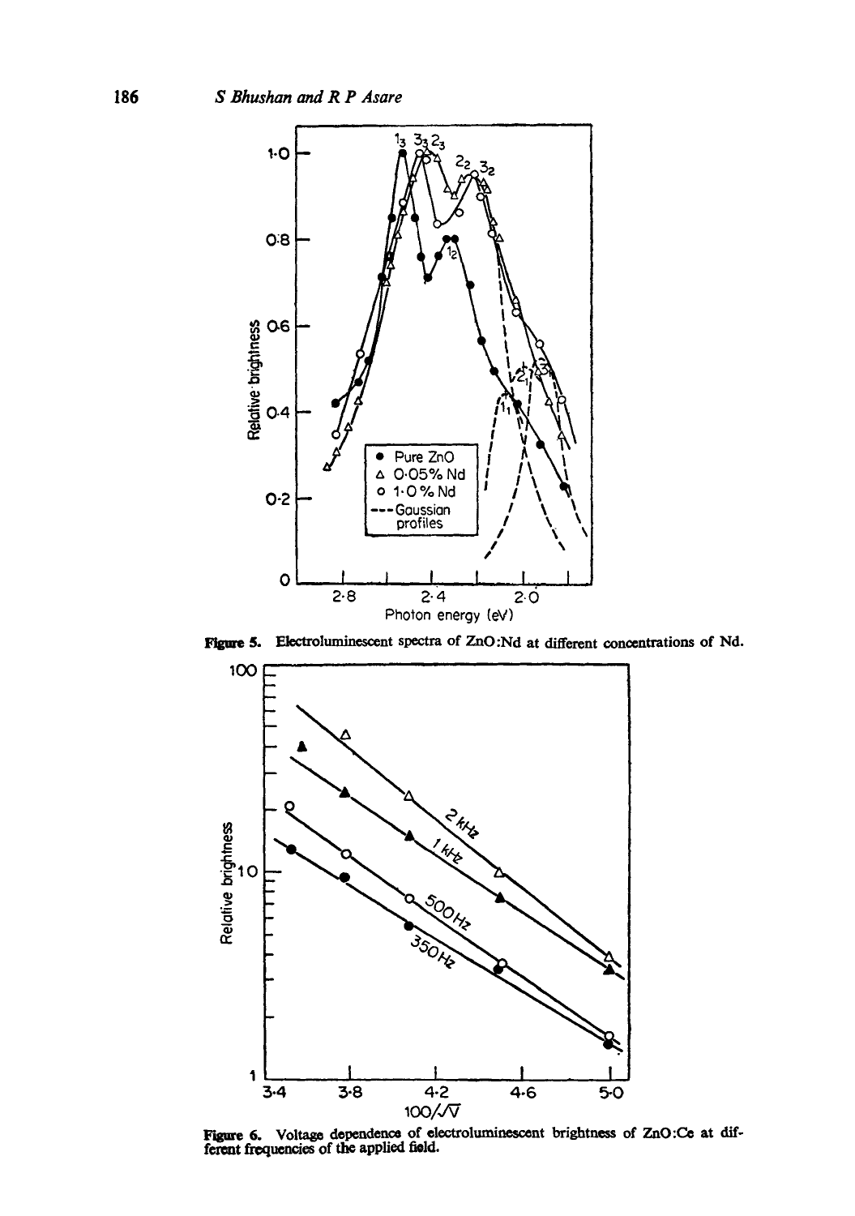**Figure 5.** Electroluminescent spectra of ZnO:Nd at different concentrations of Nd.

**Figure 6.** Voltage dependence of electroluminescent brightness of ZnO:Ce at different frequencies of the applied field.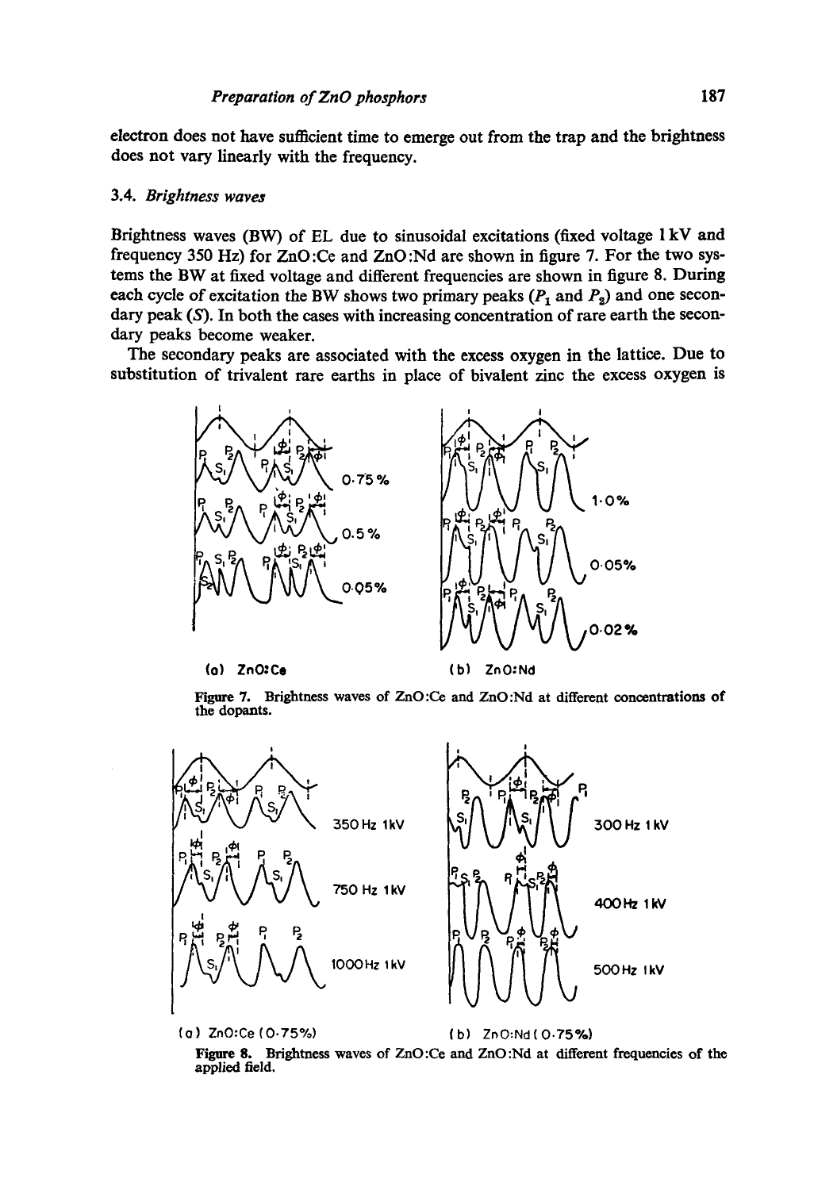electron does not have sufficient time to emerge out from the trap and the brightness does not vary linearly with the frequency.

### 3.4. *Brightness waves*

Brightness waves (BW) of EL due to sinusoidal excitations (fixed voltage 1 kV and frequency 350 Hz) for ZnO:Ce and ZnO:Nd are shown in figure 7. For the two systems the BW at fixed voltage and different frequencies are shown in figure 8. During each cycle of excitation the BW shows two primary peaks ($P_1$ and $P_2$) and one secondary peak ($S$). In both the cases with increasing concentration of rare earth the secondary peaks become weaker.

The secondary peaks are associated with the excess oxygen in the lattice. Due to substitution of trivalent rare earths in place of bivalent zinc the excess oxygen is

**Figure 7.** Brightness waves of ZnO:Ce and ZnO:Nd at different concentrations of the dopants.

**Figure 8.** Brightness waves of ZnO:Ce and ZnO:Nd at different frequencies of the applied field.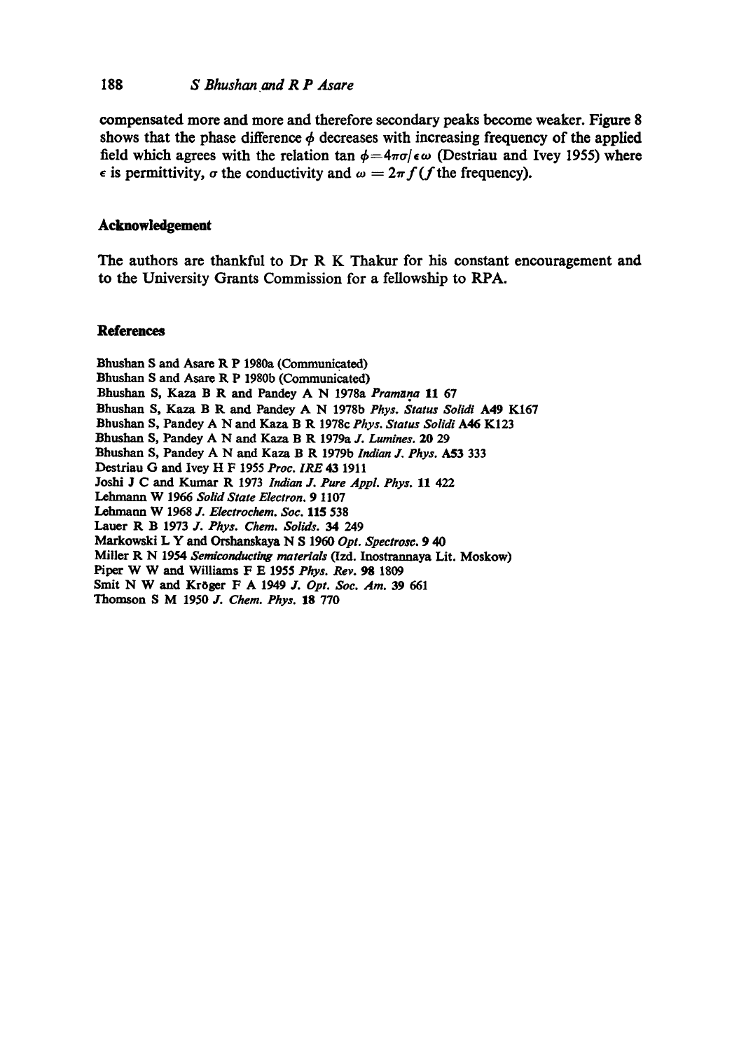compensated more and more and therefore secondary peaks become weaker. Figure 8 shows that the phase difference $\phi$ decreases with increasing frequency of the applied field which agrees with the relation $\tan \phi = 4\pi\sigma/\epsilon\omega$ (Destriau and Ivey 1955) where $\epsilon$ is permittivity, $\sigma$ the conductivity and $\omega = 2\pi f$ ($f$ the frequency).

## Acknowledgement

The authors are thankful to Dr R K Thakur for his constant encouragement and to the University Grants Commission for a fellowship to RPA.

## References

Bhushan S and Asare R P 1980a (Communicated)
Bhushan S and Asare R P 1980b (Communicated)
Bhushan S, Kaza B R and Pandey A N 1978a *Pramāṇa* **11** 67
Bhushan S, Kaza B R and Pandey A N 1978b *Phys. Status Solidi* **A49** K167
Bhushan S, Pandey A N and Kaza B R 1978c *Phys. Status Solidi* **A46** K123
Bhushan S, Pandey A N and Kaza B R 1979a *J. Lumines.* **20** 29
Bhushan S, Pandey A N and Kaza B R 1979b *Indian J. Phys.* **A53** 333
Destriau G and Ivey H F 1955 *Proc. IRE* **43** 1911
Joshi J C and Kumar R 1973 *Indian J. Pure Appl. Phys.* **11** 422
Lehmann W 1966 *Solid State Electron.* **9** 1107
Lehmann W 1968 *J. Electrochem. Soc.* **115** 538
Lauer R B 1973 *J. Phys. Chem. Solids.* **34** 249
Markowski L Y and Orshanskaya N S 1960 *Opt. Spectrosc.* **9** 40
Miller R N 1954 *Semiconducting materials* (Izd. Inostrannaya Lit. Moskow)
Piper W W and Williams F E 1955 *Phys. Rev.* **98** 1809
Smit N W and Kröger F A 1949 *J. Opt. Soc. Am.* **39** 661
Thomson S M 1950 *J. Chem. Phys.* **18** 770